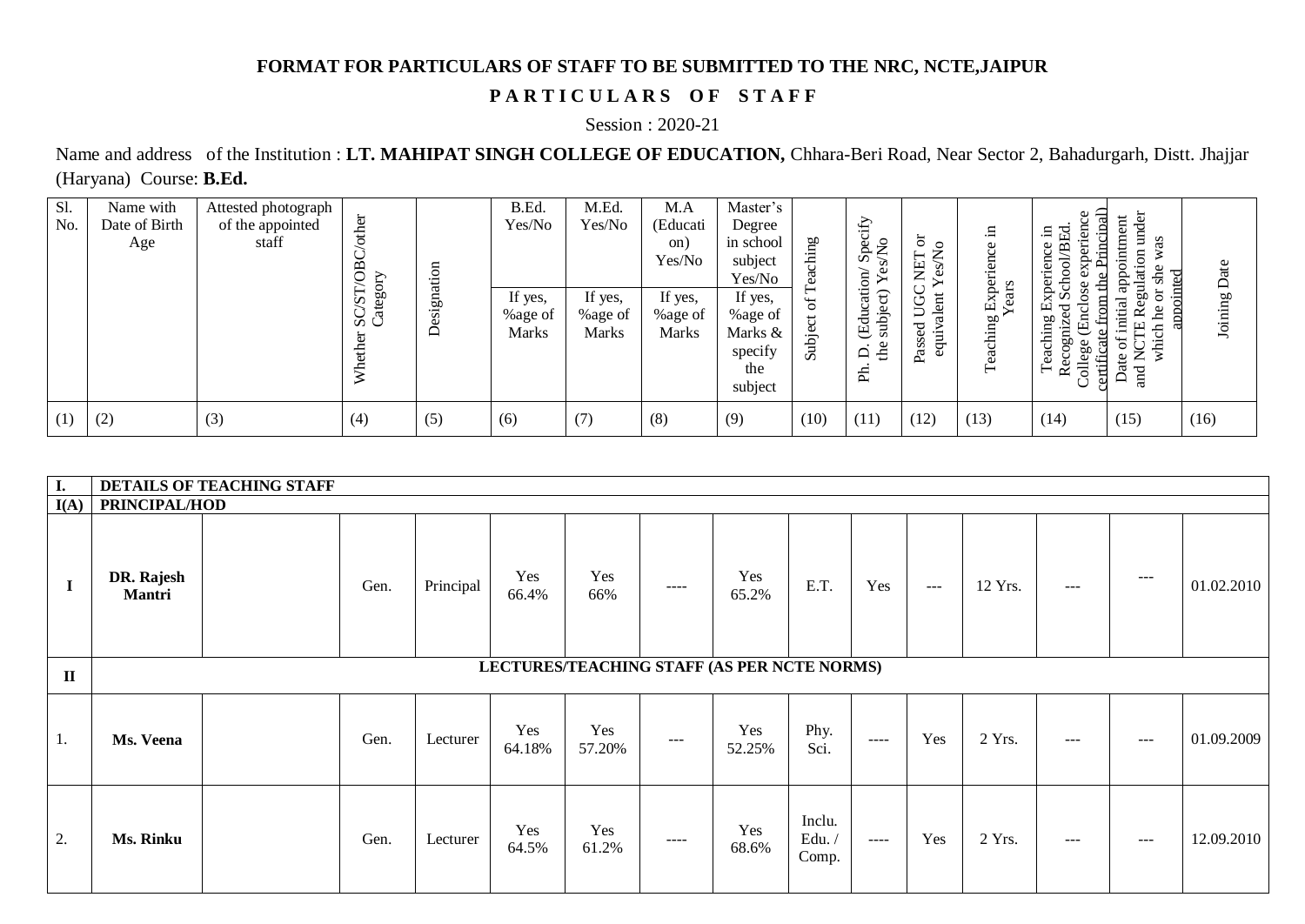**FORMAT FOR PARTICULARS OF STAFF TO BE SUBMITTED TO THE NRC, NCTE,JAIPUR**

**P A R T I C U L A R S O F S T A F F**

Session : 2020-21

Name and address of the Institution : **LT. MAHIPAT SINGH COLLEGE OF EDUCATION,** Chhara-Beri Road, Near Sector 2, Bahadurgarh, Distt. Jhajjar (Haryana) Course: **B.Ed.**

| Sl. No. | Name with Date of Birth Age | Attested photograph of the appointed staff | Whether SC/ST/OBC/other Category | Designation | B.Ed. Yes/No | M.Ed. Yes/No | M.A (Education) Yes/No | Master's Degree in school subject Yes/No | Subject of Teaching | Ph. D. (Education/ Specify the subject) Yes/No | Passed UGC NET or equivalent Yes/No | Teaching Experience in Years | Teaching Experience in Recognized School/BEd. College (Enclose experience certificate from the Principal) | Date of initial appointment and NCTE Regulation under which he or she was appointed | Joining Date |
|---|---|---|---|---|---|---|---|---|---|---|---|---|---|---|---|
| | | | | | If yes, %age of Marks | If yes, %age of Marks | If yes, %age of Marks | If yes, %age of Marks & specify the subject | | | | | | | |
| (1) | (2) | (3) | (4) | (5) | (6) | (7) | (8) | (9) | (10) | (11) | (12) | (13) | (14) | (15) | (16) |
| **I.** | **DETAILS OF TEACHING STAFF** | | | | | | | | | | | | | | |
| **I(A)** | **PRINCIPAL/HOD** | | | | | | | | | | | | | | |
| **I** | **DR. Rajesh Mantri** | | Gen. | Principal | Yes 66.4% | Yes 66% | ---- | Yes 65.2% | E.T. | Yes | --- | 12 Yrs. | --- | --- | 01.02.2010 |
| **II** | **LECTURES/TEACHING STAFF (AS PER NCTE NORMS)** | | | | | | | | | | | | | | |
| 1. | **Ms. Veena** | | Gen. | Lecturer | Yes 64.18% | Yes 57.20% | --- | Yes 52.25% | Phy. Sci. | ---- | Yes | 2 Yrs. | --- | --- | 01.09.2009 |
| 2. | **Ms. Rinku** | | Gen. | Lecturer | Yes 64.5% | Yes 61.2% | ---- | Yes 68.6% | Inclu. Edu. / Comp. | ---- | Yes | 2 Yrs. | --- | --- | 12.09.2010 |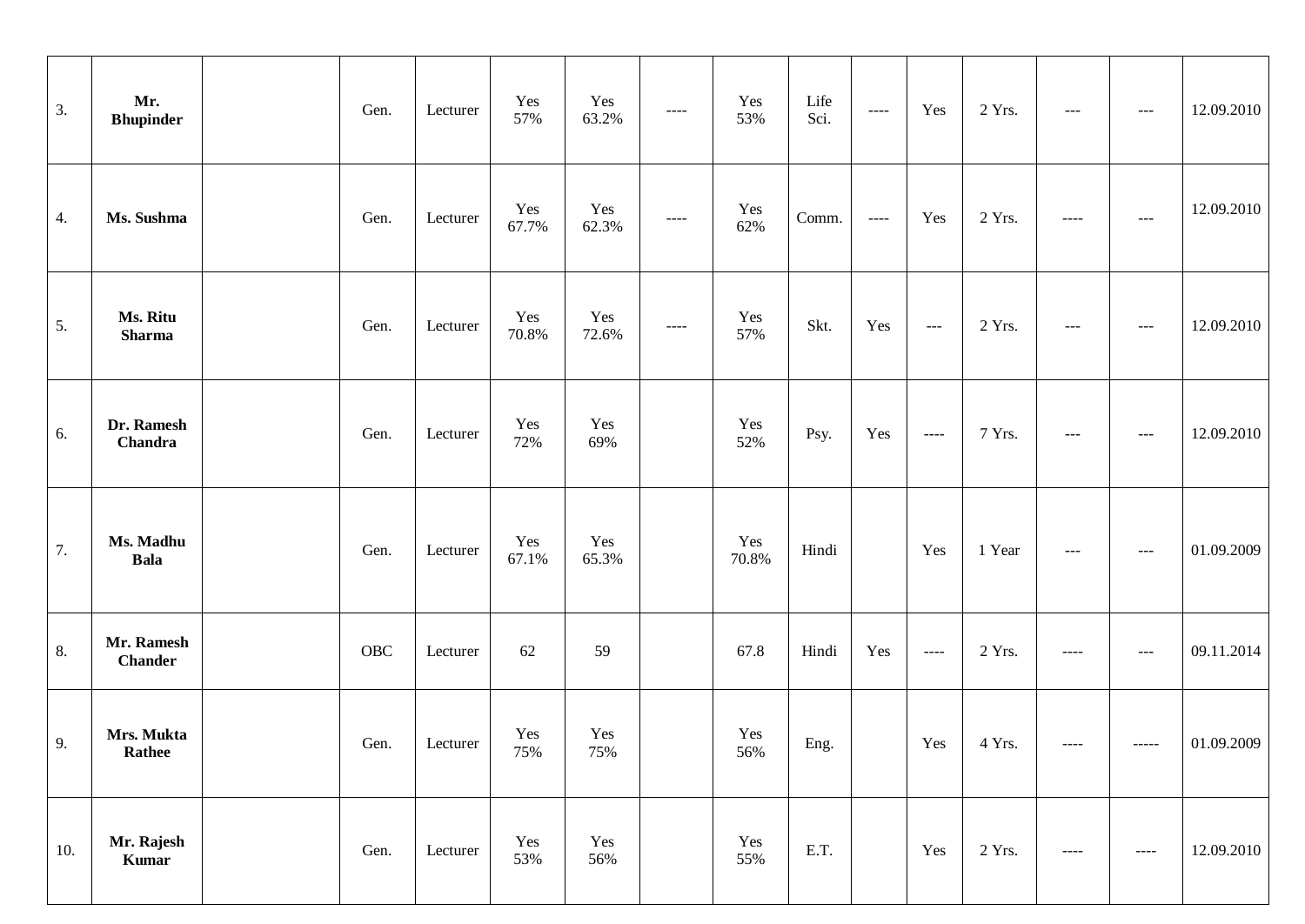| | | | | | | | | | | | | | | | | |
|---|---|---|---|---|---|---|---|---|---|---|---|---|---|---|---|---|
| 3. | **Mr. Bhupinder** | | Gen. | Lecturer | Yes 57% | Yes 63.2% | ---- | Yes 53% | Life Sci. | ---- | Yes | 2 Yrs. | --- | --- | 12.09.2010 |
| 4. | **Ms. Sushma** | | Gen. | Lecturer | Yes 67.7% | Yes 62.3% | ---- | Yes 62% | Comm. | ---- | Yes | 2 Yrs. | ---- | --- | 12.09.2010 |
| 5. | **Ms. Ritu Sharma** | | Gen. | Lecturer | Yes 70.8% | Yes 72.6% | ---- | Yes 57% | Skt. | Yes | --- | 2 Yrs. | --- | --- | 12.09.2010 |
| 6. | **Dr. Ramesh Chandra** | | Gen. | Lecturer | Yes 72% | Yes 69% | | Yes 52% | Psy. | Yes | ---- | 7 Yrs. | --- | --- | 12.09.2010 |
| 7. | **Ms. Madhu Bala** | | Gen. | Lecturer | Yes 67.1% | Yes 65.3% | | Yes 70.8% | Hindi | | Yes | 1 Year | --- | --- | 01.09.2009 |
| 8. | **Mr. Ramesh Chander** | | OBC | Lecturer | 62 | 59 | | 67.8 | Hindi | Yes | ---- | 2 Yrs. | ---- | --- | 09.11.2014 |
| 9. | **Mrs. Mukta Rathee** | | Gen. | Lecturer | Yes 75% | Yes 75% | | Yes 56% | Eng. | | Yes | 4 Yrs. | ---- | ----- | 01.09.2009 |
| 10. | **Mr. Rajesh Kumar** | | Gen. | Lecturer | Yes 53% | Yes 56% | | Yes 55% | E.T. | | Yes | 2 Yrs. | ---- | ---- | 12.09.2010 |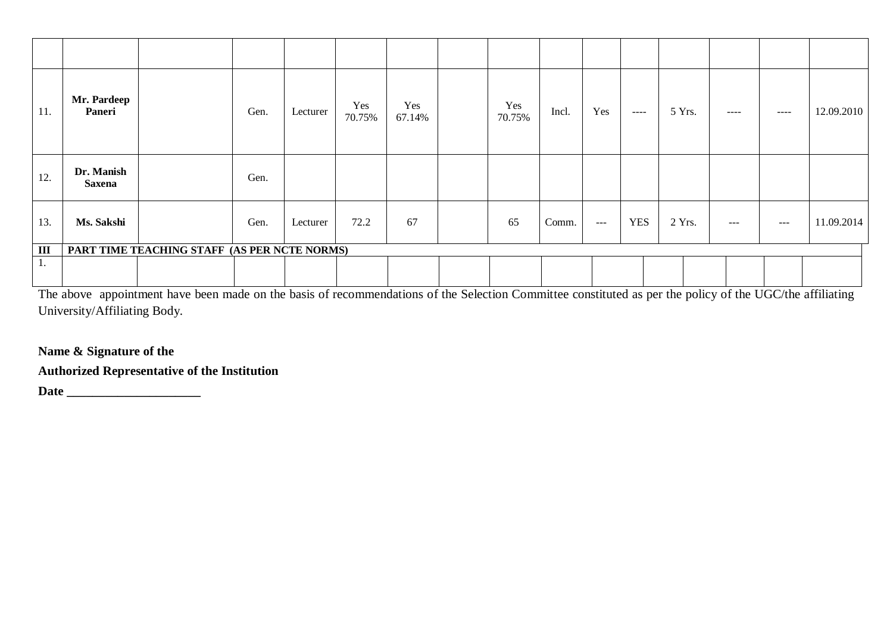| | | | | | | | | | | | | | | | | |
|---|---|---|---|---|---|---|---|---|---|---|---|---|---|---|---|---|
| | | | | | | | | | | | | | | | | |
| 11. | **Mr. Pardeep Paneri** | | Gen. | Lecturer | Yes 70.75% | Yes 67.14% | | Yes 70.75% | Incl. | Yes | ---- | 5 Yrs. | ---- | ---- | 12.09.2010 |
| 12. | **Dr. Manish Saxena** | | Gen. | | | | | | | | | | | | |
| 13. | **Ms. Sakshi** | | Gen. | Lecturer | 72.2 | 67 | | 65 | Comm. | --- | YES | 2 Yrs. | --- | --- | 11.09.2014 |
| **III** | **PART TIME TEACHING STAFF (AS PER NCTE NORMS)** | | | | | | | | | | | | | | |
| 1. | | | | | | | | | | | | | | | |

The above appointment have been made on the basis of recommendations of the Selection Committee constituted as per the policy of the UGC/the affiliating University/Affiliating Body.

**Name & Signature of the**

**Authorized Representative of the Institution**

**Date ____________________**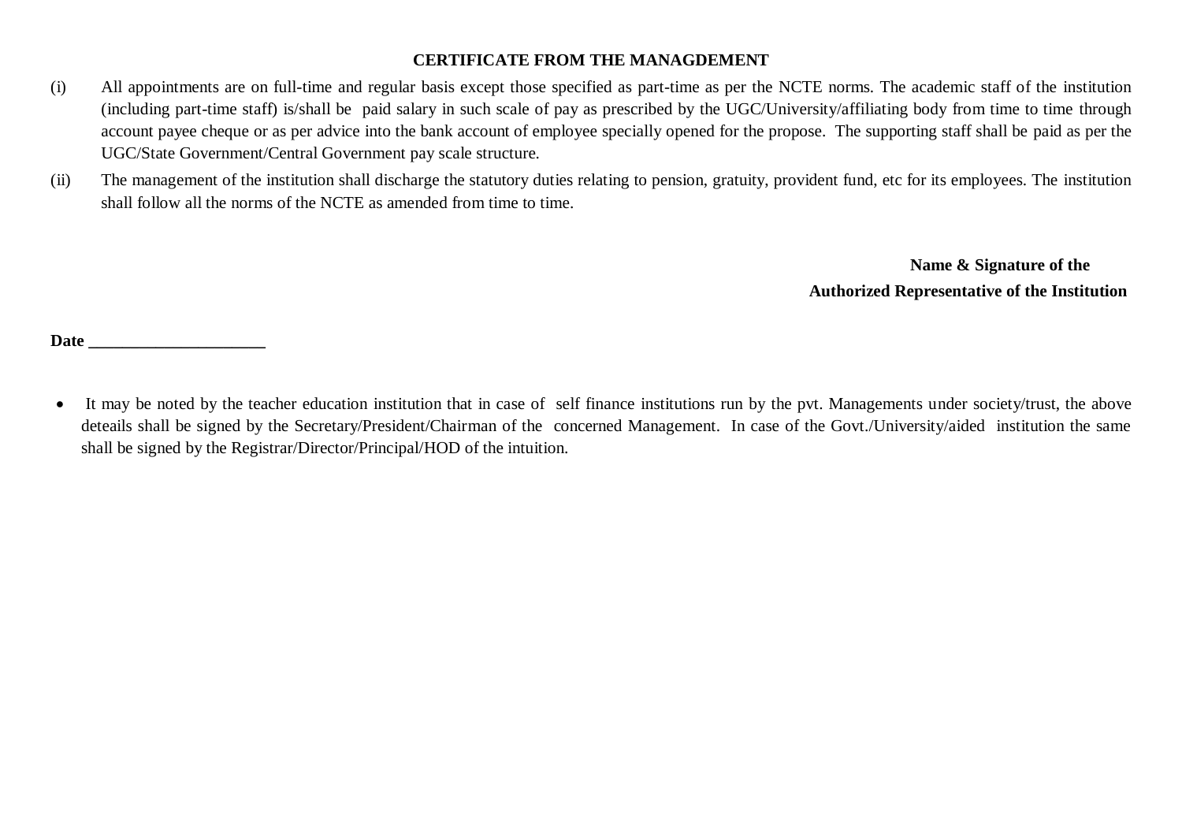**CERTIFICATE FROM THE MANAGDEMENT**

(i) All appointments are on full-time and regular basis except those specified as part-time as per the NCTE norms. The academic staff of the institution (including part-time staff) is/shall be paid salary in such scale of pay as prescribed by the UGC/University/affiliating body from time to time through account payee cheque or as per advice into the bank account of employee specially opened for the propose. The supporting staff shall be paid as per the UGC/State Government/Central Government pay scale structure.

(ii) The management of the institution shall discharge the statutory duties relating to pension, gratuity, provident fund, etc for its employees. The institution shall follow all the norms of the NCTE as amended from time to time.

**Name & Signature of the**
**Authorized Representative of the Institution**

**Date ____________________**

- It may be noted by the teacher education institution that in case of self finance institutions run by the pvt. Managements under society/trust, the above deteails shall be signed by the Secretary/President/Chairman of the concerned Management. In case of the Govt./University/aided institution the same shall be signed by the Registrar/Director/Principal/HOD of the intuition.